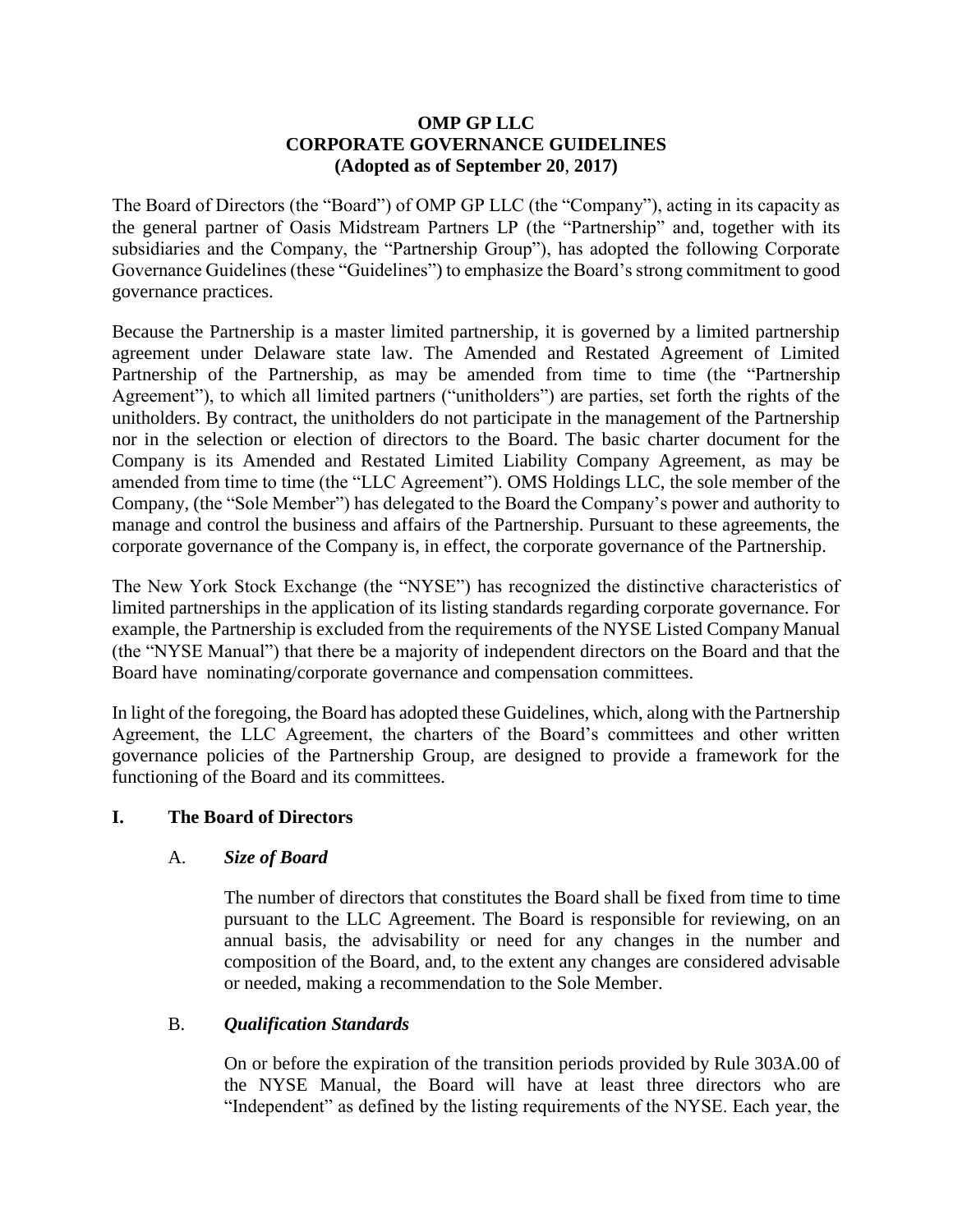# OMP GP LLC
# CORPORATE GOVERNANCE GUIDELINES
**(Adopted as of September 20, 2017)**

The Board of Directors (the "Board") of OMP GP LLC (the "Company"), acting in its capacity as the general partner of Oasis Midstream Partners LP (the "Partnership" and, together with its subsidiaries and the Company, the "Partnership Group"), has adopted the following Corporate Governance Guidelines (these "Guidelines") to emphasize the Board's strong commitment to good governance practices.

Because the Partnership is a master limited partnership, it is governed by a limited partnership agreement under Delaware state law. The Amended and Restated Agreement of Limited Partnership of the Partnership, as may be amended from time to time (the "Partnership Agreement"), to which all limited partners ("unitholders") are parties, set forth the rights of the unitholders. By contract, the unitholders do not participate in the management of the Partnership nor in the selection or election of directors to the Board. The basic charter document for the Company is its Amended and Restated Limited Liability Company Agreement, as may be amended from time to time (the "LLC Agreement"). OMS Holdings LLC, the sole member of the Company, (the "Sole Member") has delegated to the Board the Company's power and authority to manage and control the business and affairs of the Partnership. Pursuant to these agreements, the corporate governance of the Company is, in effect, the corporate governance of the Partnership.

The New York Stock Exchange (the "NYSE") has recognized the distinctive characteristics of limited partnerships in the application of its listing standards regarding corporate governance. For example, the Partnership is excluded from the requirements of the NYSE Listed Company Manual (the "NYSE Manual") that there be a majority of independent directors on the Board and that the Board have nominating/corporate governance and compensation committees.

In light of the foregoing, the Board has adopted these Guidelines, which, along with the Partnership Agreement, the LLC Agreement, the charters of the Board's committees and other written governance policies of the Partnership Group, are designed to provide a framework for the functioning of the Board and its committees.

## I. The Board of Directors

### A. *Size of Board*

The number of directors that constitutes the Board shall be fixed from time to time pursuant to the LLC Agreement. The Board is responsible for reviewing, on an annual basis, the advisability or need for any changes in the number and composition of the Board, and, to the extent any changes are considered advisable or needed, making a recommendation to the Sole Member.

### B. *Qualification Standards*

On or before the expiration of the transition periods provided by Rule 303A.00 of the NYSE Manual, the Board will have at least three directors who are "Independent" as defined by the listing requirements of the NYSE. Each year, the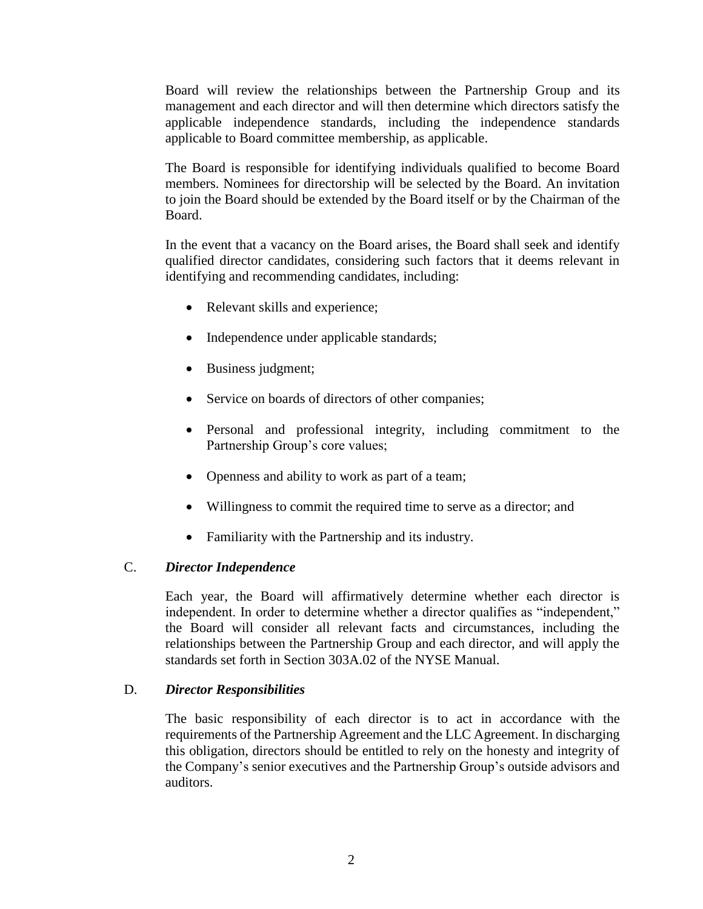Board will review the relationships between the Partnership Group and its management and each director and will then determine which directors satisfy the applicable independence standards, including the independence standards applicable to Board committee membership, as applicable.

The Board is responsible for identifying individuals qualified to become Board members. Nominees for directorship will be selected by the Board. An invitation to join the Board should be extended by the Board itself or by the Chairman of the Board.

In the event that a vacancy on the Board arises, the Board shall seek and identify qualified director candidates, considering such factors that it deems relevant in identifying and recommending candidates, including:

- Relevant skills and experience;
- Independence under applicable standards;
- Business judgment;
- Service on boards of directors of other companies;
- Personal and professional integrity, including commitment to the Partnership Group's core values;
- Openness and ability to work as part of a team;
- Willingness to commit the required time to serve as a director; and
- Familiarity with the Partnership and its industry.

C. ***Director Independence***

Each year, the Board will affirmatively determine whether each director is independent. In order to determine whether a director qualifies as "independent," the Board will consider all relevant facts and circumstances, including the relationships between the Partnership Group and each director, and will apply the standards set forth in Section 303A.02 of the NYSE Manual.

D. ***Director Responsibilities***

The basic responsibility of each director is to act in accordance with the requirements of the Partnership Agreement and the LLC Agreement. In discharging this obligation, directors should be entitled to rely on the honesty and integrity of the Company's senior executives and the Partnership Group's outside advisors and auditors.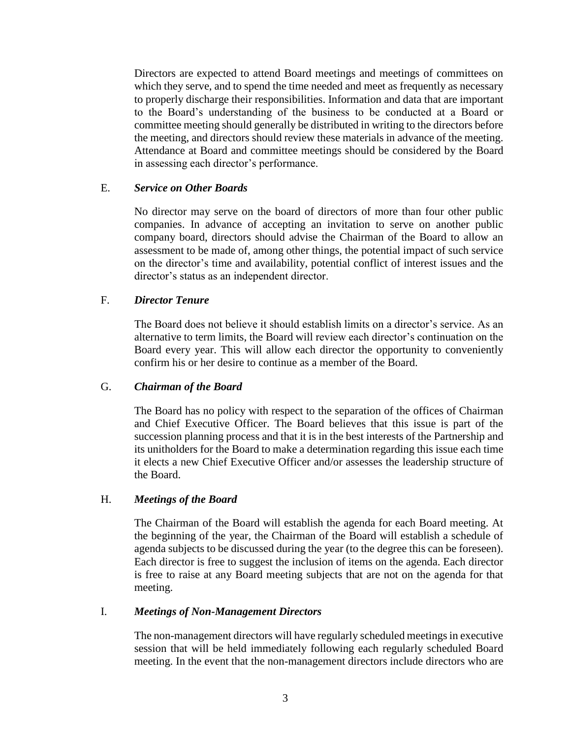Directors are expected to attend Board meetings and meetings of committees on which they serve, and to spend the time needed and meet as frequently as necessary to properly discharge their responsibilities. Information and data that are important to the Board's understanding of the business to be conducted at a Board or committee meeting should generally be distributed in writing to the directors before the meeting, and directors should review these materials in advance of the meeting. Attendance at Board and committee meetings should be considered by the Board in assessing each director's performance.

### E. ***Service on Other Boards***

No director may serve on the board of directors of more than four other public companies. In advance of accepting an invitation to serve on another public company board, directors should advise the Chairman of the Board to allow an assessment to be made of, among other things, the potential impact of such service on the director's time and availability, potential conflict of interest issues and the director's status as an independent director.

### F. ***Director Tenure***

The Board does not believe it should establish limits on a director's service. As an alternative to term limits, the Board will review each director's continuation on the Board every year. This will allow each director the opportunity to conveniently confirm his or her desire to continue as a member of the Board.

### G. ***Chairman of the Board***

The Board has no policy with respect to the separation of the offices of Chairman and Chief Executive Officer. The Board believes that this issue is part of the succession planning process and that it is in the best interests of the Partnership and its unitholders for the Board to make a determination regarding this issue each time it elects a new Chief Executive Officer and/or assesses the leadership structure of the Board.

### H. ***Meetings of the Board***

The Chairman of the Board will establish the agenda for each Board meeting. At the beginning of the year, the Chairman of the Board will establish a schedule of agenda subjects to be discussed during the year (to the degree this can be foreseen). Each director is free to suggest the inclusion of items on the agenda. Each director is free to raise at any Board meeting subjects that are not on the agenda for that meeting.

### I. ***Meetings of Non-Management Directors***

The non-management directors will have regularly scheduled meetings in executive session that will be held immediately following each regularly scheduled Board meeting. In the event that the non-management directors include directors who are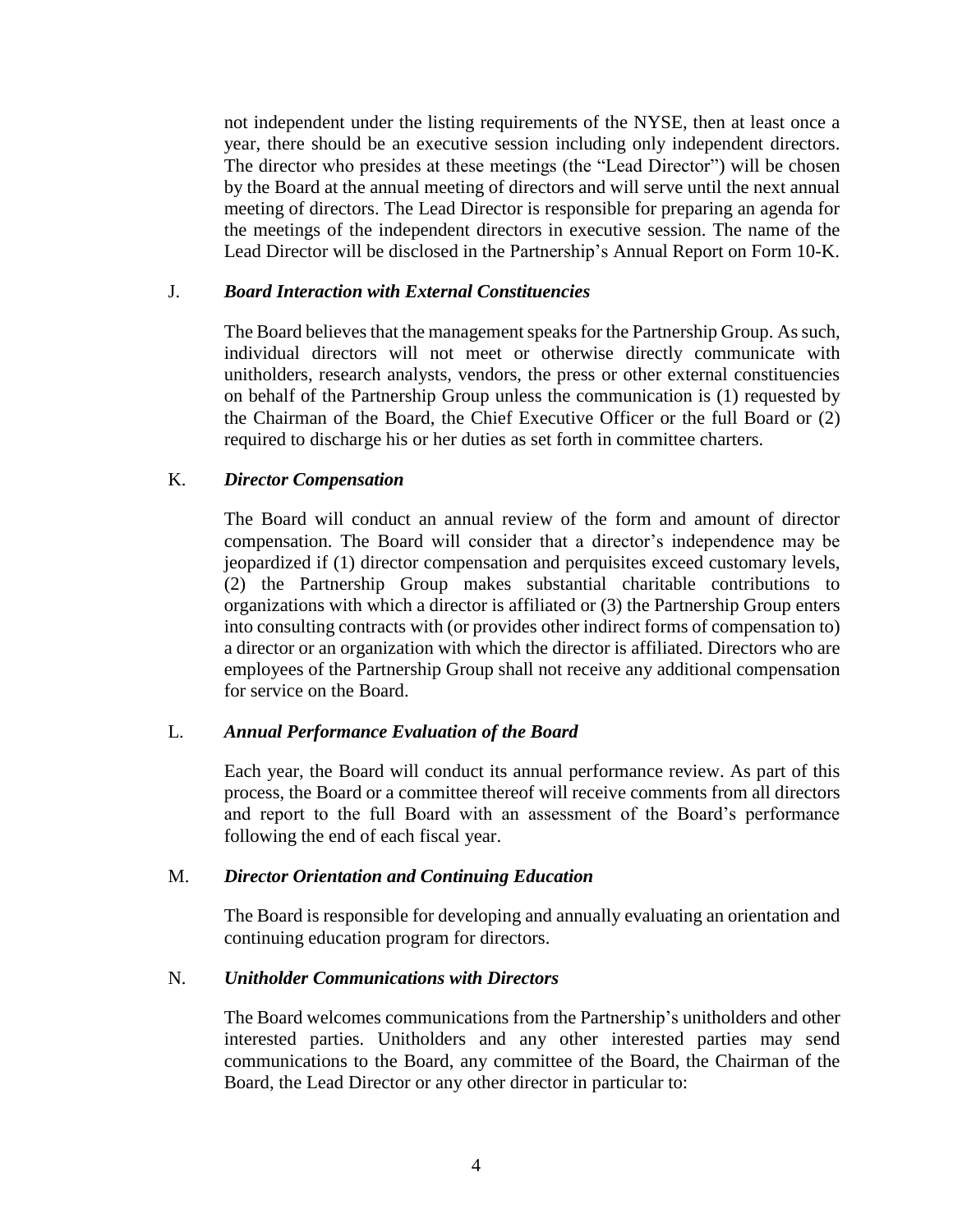not independent under the listing requirements of the NYSE, then at least once a year, there should be an executive session including only independent directors. The director who presides at these meetings (the "Lead Director") will be chosen by the Board at the annual meeting of directors and will serve until the next annual meeting of directors. The Lead Director is responsible for preparing an agenda for the meetings of the independent directors in executive session. The name of the Lead Director will be disclosed in the Partnership's Annual Report on Form 10-K.

### J. *Board Interaction with External Constituencies*

The Board believes that the management speaks for the Partnership Group. As such, individual directors will not meet or otherwise directly communicate with unitholders, research analysts, vendors, the press or other external constituencies on behalf of the Partnership Group unless the communication is (1) requested by the Chairman of the Board, the Chief Executive Officer or the full Board or (2) required to discharge his or her duties as set forth in committee charters.

### K. *Director Compensation*

The Board will conduct an annual review of the form and amount of director compensation. The Board will consider that a director's independence may be jeopardized if (1) director compensation and perquisites exceed customary levels, (2) the Partnership Group makes substantial charitable contributions to organizations with which a director is affiliated or (3) the Partnership Group enters into consulting contracts with (or provides other indirect forms of compensation to) a director or an organization with which the director is affiliated. Directors who are employees of the Partnership Group shall not receive any additional compensation for service on the Board.

### L. *Annual Performance Evaluation of the Board*

Each year, the Board will conduct its annual performance review. As part of this process, the Board or a committee thereof will receive comments from all directors and report to the full Board with an assessment of the Board's performance following the end of each fiscal year.

### M. *Director Orientation and Continuing Education*

The Board is responsible for developing and annually evaluating an orientation and continuing education program for directors.

### N. *Unitholder Communications with Directors*

The Board welcomes communications from the Partnership's unitholders and other interested parties. Unitholders and any other interested parties may send communications to the Board, any committee of the Board, the Chairman of the Board, the Lead Director or any other director in particular to: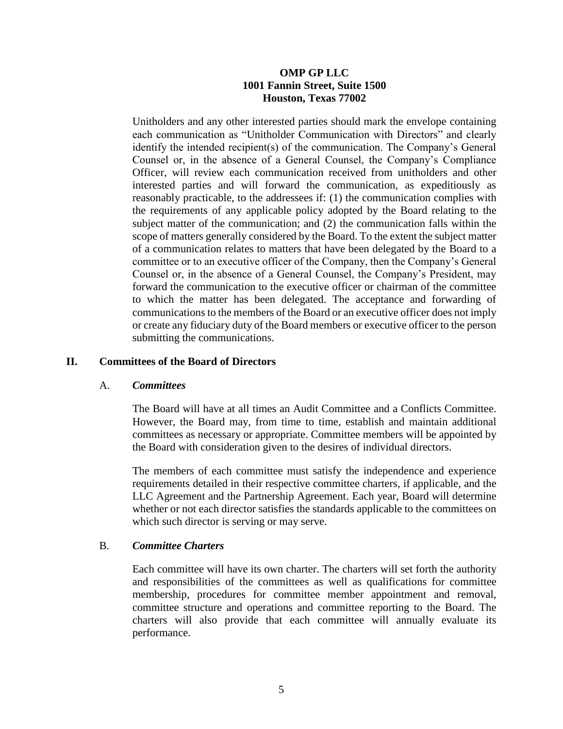**OMP GP LLC**
**1001 Fannin Street, Suite 1500**
**Houston, Texas 77002**

Unitholders and any other interested parties should mark the envelope containing each communication as "Unitholder Communication with Directors" and clearly identify the intended recipient(s) of the communication. The Company's General Counsel or, in the absence of a General Counsel, the Company's Compliance Officer, will review each communication received from unitholders and other interested parties and will forward the communication, as expeditiously as reasonably practicable, to the addressees if: (1) the communication complies with the requirements of any applicable policy adopted by the Board relating to the subject matter of the communication; and (2) the communication falls within the scope of matters generally considered by the Board. To the extent the subject matter of a communication relates to matters that have been delegated by the Board to a committee or to an executive officer of the Company, then the Company's General Counsel or, in the absence of a General Counsel, the Company's President, may forward the communication to the executive officer or chairman of the committee to which the matter has been delegated. The acceptance and forwarding of communications to the members of the Board or an executive officer does not imply or create any fiduciary duty of the Board members or executive officer to the person submitting the communications.

## II. Committees of the Board of Directors

### A. *Committees*

The Board will have at all times an Audit Committee and a Conflicts Committee. However, the Board may, from time to time, establish and maintain additional committees as necessary or appropriate. Committee members will be appointed by the Board with consideration given to the desires of individual directors.

The members of each committee must satisfy the independence and experience requirements detailed in their respective committee charters, if applicable, and the LLC Agreement and the Partnership Agreement. Each year, Board will determine whether or not each director satisfies the standards applicable to the committees on which such director is serving or may serve.

### B. *Committee Charters*

Each committee will have its own charter. The charters will set forth the authority and responsibilities of the committees as well as qualifications for committee membership, procedures for committee member appointment and removal, committee structure and operations and committee reporting to the Board. The charters will also provide that each committee will annually evaluate its performance.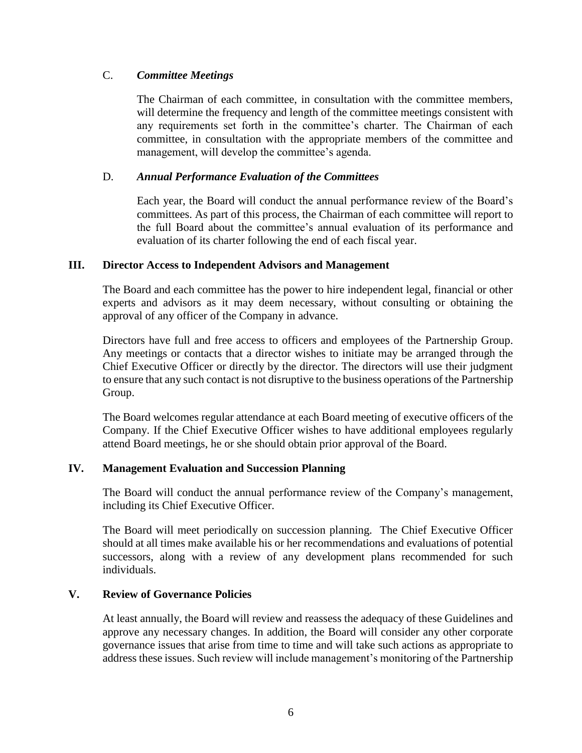### C. *Committee Meetings*

The Chairman of each committee, in consultation with the committee members, will determine the frequency and length of the committee meetings consistent with any requirements set forth in the committee's charter. The Chairman of each committee, in consultation with the appropriate members of the committee and management, will develop the committee's agenda.

### D. *Annual Performance Evaluation of the Committees*

Each year, the Board will conduct the annual performance review of the Board's committees. As part of this process, the Chairman of each committee will report to the full Board about the committee's annual evaluation of its performance and evaluation of its charter following the end of each fiscal year.

## III. Director Access to Independent Advisors and Management

The Board and each committee has the power to hire independent legal, financial or other experts and advisors as it may deem necessary, without consulting or obtaining the approval of any officer of the Company in advance.

Directors have full and free access to officers and employees of the Partnership Group. Any meetings or contacts that a director wishes to initiate may be arranged through the Chief Executive Officer or directly by the director. The directors will use their judgment to ensure that any such contact is not disruptive to the business operations of the Partnership Group.

The Board welcomes regular attendance at each Board meeting of executive officers of the Company. If the Chief Executive Officer wishes to have additional employees regularly attend Board meetings, he or she should obtain prior approval of the Board.

## IV. Management Evaluation and Succession Planning

The Board will conduct the annual performance review of the Company's management, including its Chief Executive Officer.

The Board will meet periodically on succession planning. The Chief Executive Officer should at all times make available his or her recommendations and evaluations of potential successors, along with a review of any development plans recommended for such individuals.

## V. Review of Governance Policies

At least annually, the Board will review and reassess the adequacy of these Guidelines and approve any necessary changes. In addition, the Board will consider any other corporate governance issues that arise from time to time and will take such actions as appropriate to address these issues. Such review will include management's monitoring of the Partnership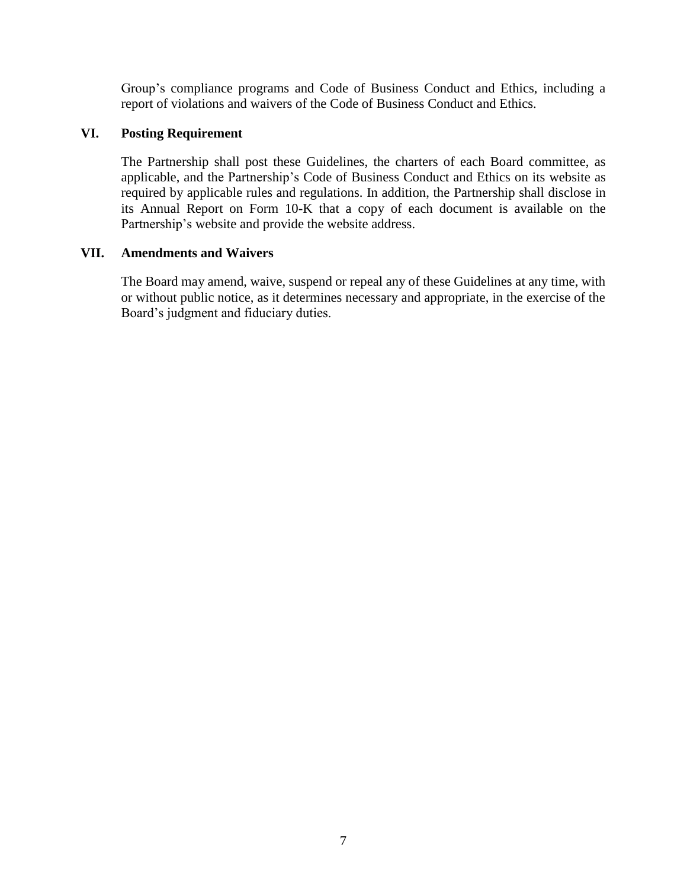Group's compliance programs and Code of Business Conduct and Ethics, including a report of violations and waivers of the Code of Business Conduct and Ethics.

## VI. Posting Requirement

The Partnership shall post these Guidelines, the charters of each Board committee, as applicable, and the Partnership's Code of Business Conduct and Ethics on its website as required by applicable rules and regulations. In addition, the Partnership shall disclose in its Annual Report on Form 10-K that a copy of each document is available on the Partnership's website and provide the website address.

## VII. Amendments and Waivers

The Board may amend, waive, suspend or repeal any of these Guidelines at any time, with or without public notice, as it determines necessary and appropriate, in the exercise of the Board's judgment and fiduciary duties.